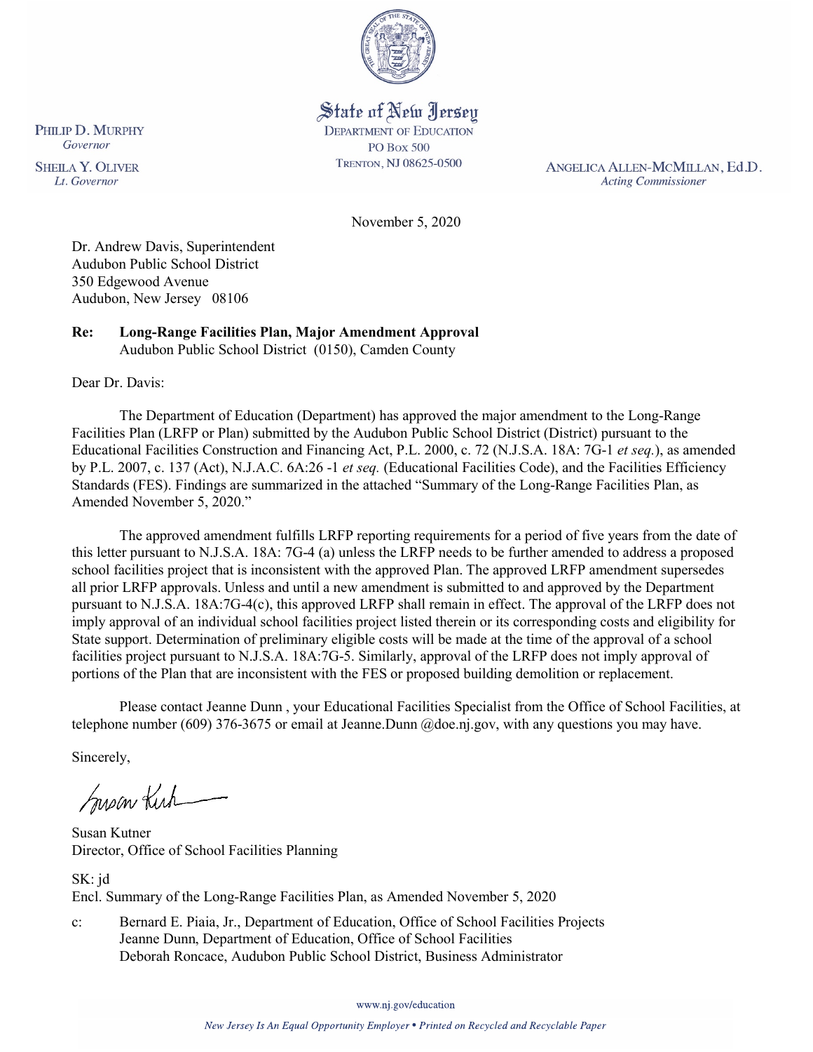State of New Jersey
DEPARTMENT OF EDUCATION
PO Box 500
TRENTON, NJ 08625-0500

PHILIP D. MURPHY
*Governor*

SHEILA Y. OLIVER
*Lt. Governor*

ANGELICA ALLEN-MCMILLAN, Ed.D.
*Acting Commissioner*

November 5, 2020

Dr. Andrew Davis, Superintendent
Audubon Public School District
350 Edgewood Avenue
Audubon, New Jersey 08106

**Re: Long-Range Facilities Plan, Major Amendment Approval**
Audubon Public School District (0150), Camden County

Dear Dr. Davis:

The Department of Education (Department) has approved the major amendment to the Long-Range Facilities Plan (LRFP or Plan) submitted by the Audubon Public School District (District) pursuant to the Educational Facilities Construction and Financing Act, P.L. 2000, c. 72 (N.J.S.A. 18A: 7G-1 *et seq.*), as amended by P.L. 2007, c. 137 (Act), N.J.A.C. 6A:26 -1 *et seq.* (Educational Facilities Code), and the Facilities Efficiency Standards (FES). Findings are summarized in the attached "Summary of the Long-Range Facilities Plan, as Amended November 5, 2020."

The approved amendment fulfills LRFP reporting requirements for a period of five years from the date of this letter pursuant to N.J.S.A. 18A: 7G-4 (a) unless the LRFP needs to be further amended to address a proposed school facilities project that is inconsistent with the approved Plan. The approved LRFP amendment supersedes all prior LRFP approvals. Unless and until a new amendment is submitted to and approved by the Department pursuant to N.J.S.A. 18A:7G-4(c), this approved LRFP shall remain in effect. The approval of the LRFP does not imply approval of an individual school facilities project listed therein or its corresponding costs and eligibility for State support. Determination of preliminary eligible costs will be made at the time of the approval of a school facilities project pursuant to N.J.S.A. 18A:7G-5. Similarly, approval of the LRFP does not imply approval of portions of the Plan that are inconsistent with the FES or proposed building demolition or replacement.

Please contact Jeanne Dunn , your Educational Facilities Specialist from the Office of School Facilities, at telephone number (609) 376-3675 or email at Jeanne.Dunn @doe.nj.gov, with any questions you may have.

Sincerely,

Susan Kutner
Director, Office of School Facilities Planning

SK: jd
Encl. Summary of the Long-Range Facilities Plan, as Amended November 5, 2020

c: Bernard E. Piaia, Jr., Department of Education, Office of School Facilities Projects
Jeanne Dunn, Department of Education, Office of School Facilities
Deborah Roncace, Audubon Public School District, Business Administrator

www.nj.gov/education

*New Jersey Is An Equal Opportunity Employer • Printed on Recycled and Recyclable Paper*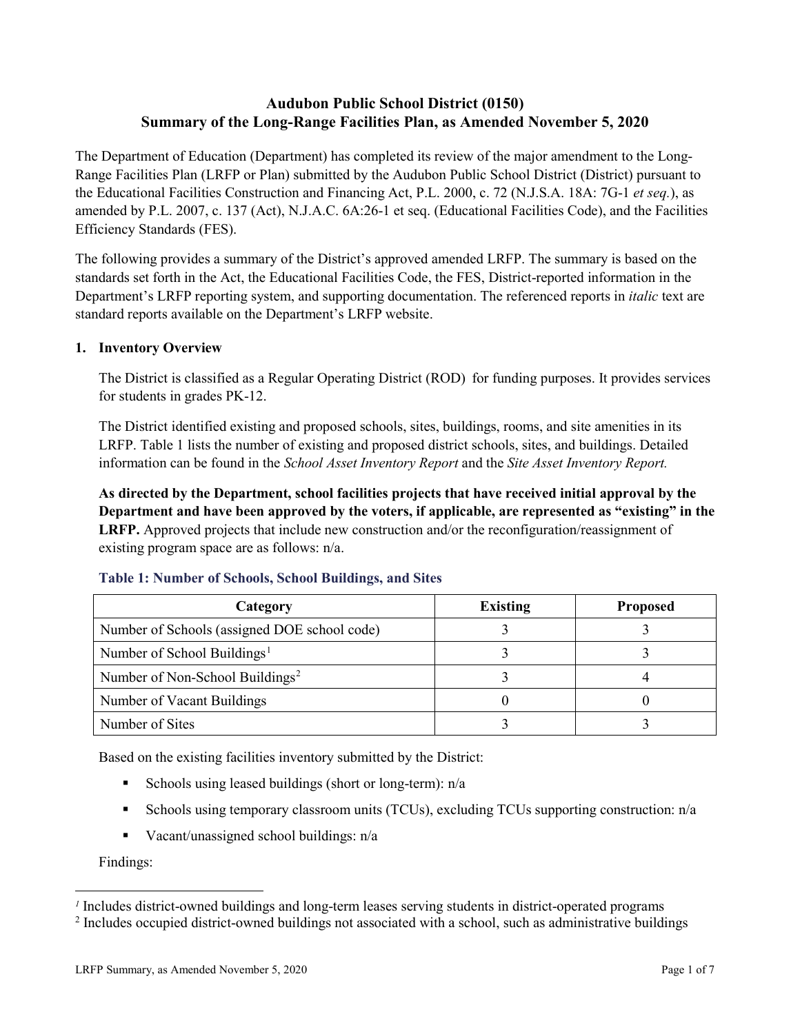**Audubon Public School District (0150)**
**Summary of the Long-Range Facilities Plan, as Amended November 5, 2020**

The Department of Education (Department) has completed its review of the major amendment to the Long-Range Facilities Plan (LRFP or Plan) submitted by the Audubon Public School District (District) pursuant to the Educational Facilities Construction and Financing Act, P.L. 2000, c. 72 (N.J.S.A. 18A: 7G-1 *et seq.*), as amended by P.L. 2007, c. 137 (Act), N.J.A.C. 6A:26-1 et seq. (Educational Facilities Code), and the Facilities Efficiency Standards (FES).

The following provides a summary of the District's approved amended LRFP. The summary is based on the standards set forth in the Act, the Educational Facilities Code, the FES, District-reported information in the Department's LRFP reporting system, and supporting documentation. The referenced reports in *italic* text are standard reports available on the Department's LRFP website.

## 1. Inventory Overview

The District is classified as a Regular Operating District (ROD) for funding purposes. It provides services for students in grades PK-12.

The District identified existing and proposed schools, sites, buildings, rooms, and site amenities in its LRFP. Table 1 lists the number of existing and proposed district schools, sites, and buildings. Detailed information can be found in the *School Asset Inventory Report* and the *Site Asset Inventory Report.*

**As directed by the Department, school facilities projects that have received initial approval by the Department and have been approved by the voters, if applicable, are represented as "existing" in the LRFP.** Approved projects that include new construction and/or the reconfiguration/reassignment of existing program space are as follows: n/a.

### Table 1: Number of Schools, School Buildings, and Sites

| Category | Existing | Proposed |
|---|---|---|
| Number of Schools (assigned DOE school code) | 3 | 3 |
| Number of School Buildings[1] | 3 | 3 |
| Number of Non-School Buildings[2] | 3 | 4 |
| Number of Vacant Buildings | 0 | 0 |
| Number of Sites | 3 | 3 |

Based on the existing facilities inventory submitted by the District:

- Schools using leased buildings (short or long-term): n/a
- Schools using temporary classroom units (TCUs), excluding TCUs supporting construction: n/a
- Vacant/unassigned school buildings: n/a

Findings:

[1] Includes district-owned buildings and long-term leases serving students in district-operated programs
[2] Includes occupied district-owned buildings not associated with a school, such as administrative buildings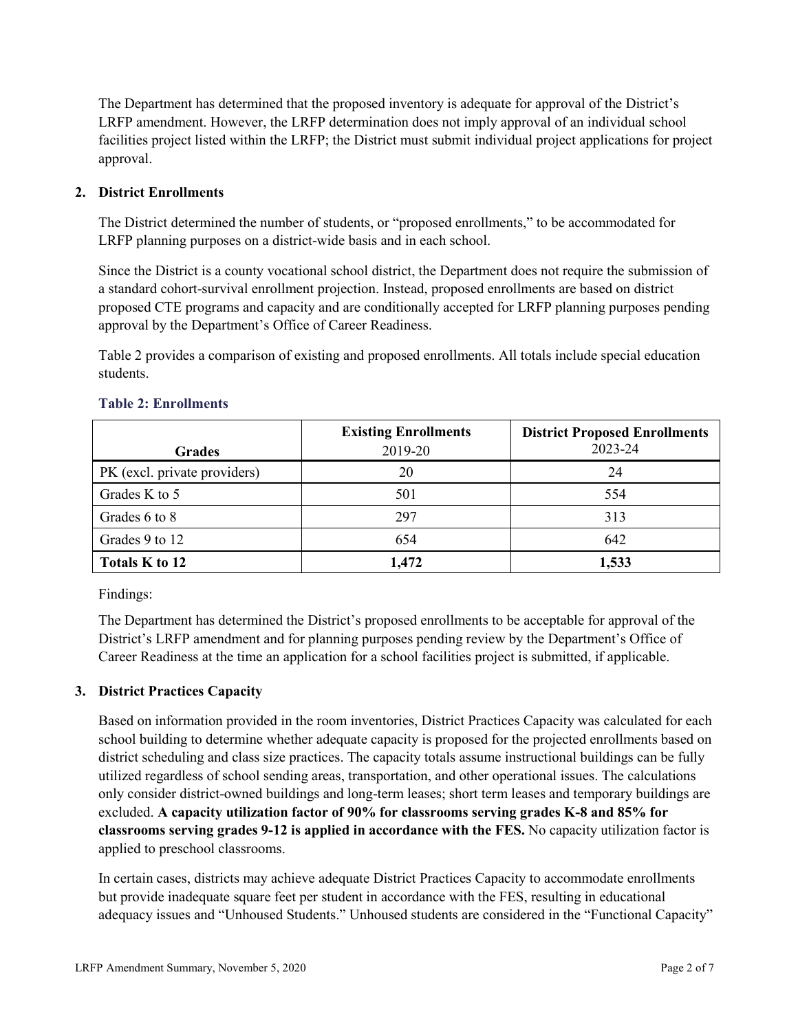The Department has determined that the proposed inventory is adequate for approval of the District's LRFP amendment. However, the LRFP determination does not imply approval of an individual school facilities project listed within the LRFP; the District must submit individual project applications for project approval.

## 2. District Enrollments

The District determined the number of students, or "proposed enrollments," to be accommodated for LRFP planning purposes on a district-wide basis and in each school.

Since the District is a county vocational school district, the Department does not require the submission of a standard cohort-survival enrollment projection. Instead, proposed enrollments are based on district proposed CTE programs and capacity and are conditionally accepted for LRFP planning purposes pending approval by the Department's Office of Career Readiness.

Table 2 provides a comparison of existing and proposed enrollments. All totals include special education students.

### Table 2: Enrollments

| Grades | Existing Enrollments 2019-20 | District Proposed Enrollments 2023-24 |
|---|---|---|
| PK (excl. private providers) | 20 | 24 |
| Grades K to 5 | 501 | 554 |
| Grades 6 to 8 | 297 | 313 |
| Grades 9 to 12 | 654 | 642 |
| **Totals K to 12** | **1,472** | **1,533** |

Findings:

The Department has determined the District's proposed enrollments to be acceptable for approval of the District's LRFP amendment and for planning purposes pending review by the Department's Office of Career Readiness at the time an application for a school facilities project is submitted, if applicable.

## 3. District Practices Capacity

Based on information provided in the room inventories, District Practices Capacity was calculated for each school building to determine whether adequate capacity is proposed for the projected enrollments based on district scheduling and class size practices. The capacity totals assume instructional buildings can be fully utilized regardless of school sending areas, transportation, and other operational issues. The calculations only consider district-owned buildings and long-term leases; short term leases and temporary buildings are excluded. **A capacity utilization factor of 90% for classrooms serving grades K-8 and 85% for classrooms serving grades 9-12 is applied in accordance with the FES.** No capacity utilization factor is applied to preschool classrooms.

In certain cases, districts may achieve adequate District Practices Capacity to accommodate enrollments but provide inadequate square feet per student in accordance with the FES, resulting in educational adequacy issues and "Unhoused Students." Unhoused students are considered in the "Functional Capacity"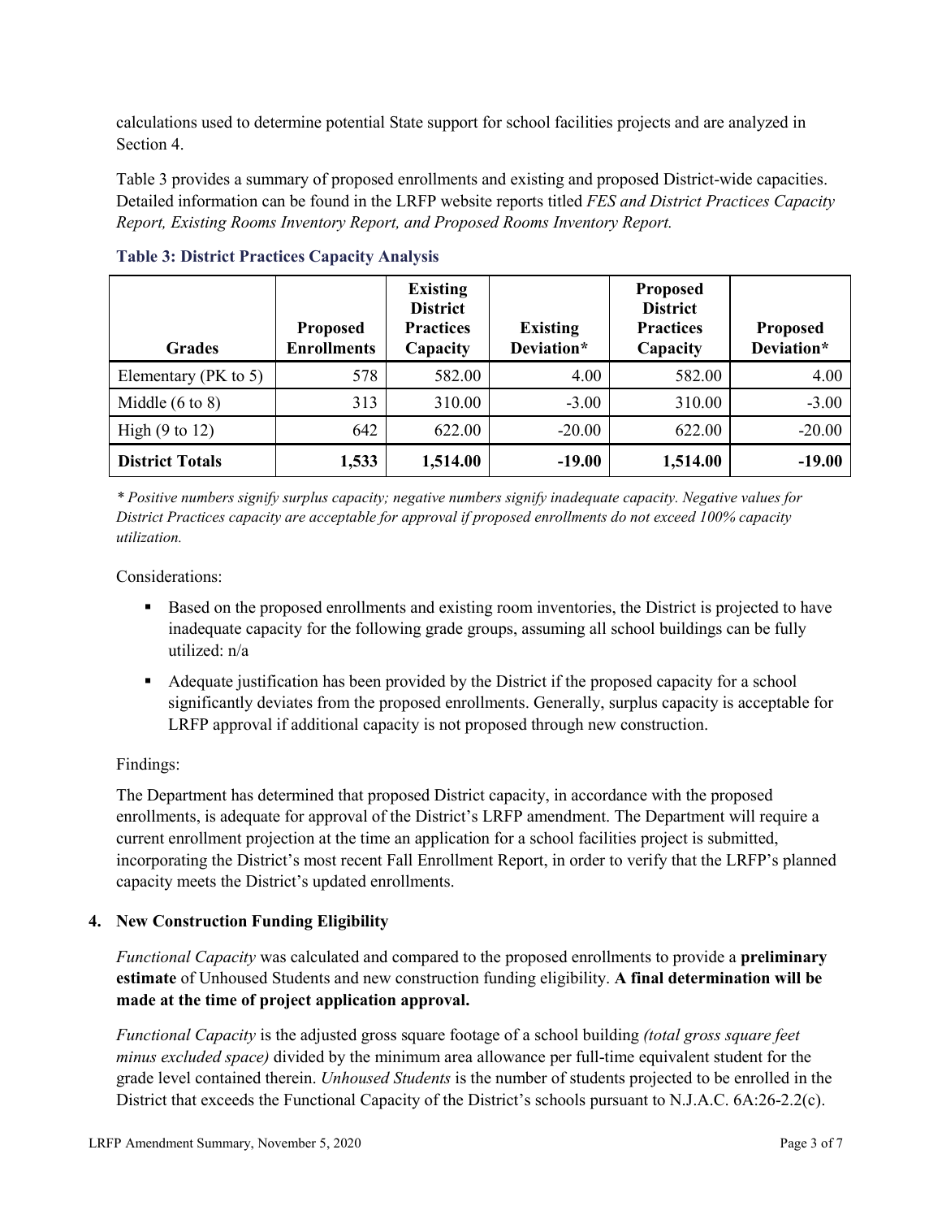calculations used to determine potential State support for school facilities projects and are analyzed in Section 4.

Table 3 provides a summary of proposed enrollments and existing and proposed District-wide capacities. Detailed information can be found in the LRFP website reports titled *FES and District Practices Capacity Report, Existing Rooms Inventory Report, and Proposed Rooms Inventory Report.*

**Table 3: District Practices Capacity Analysis**

| Grades | Proposed Enrollments | Existing District Practices Capacity | Existing Deviation* | Proposed District Practices Capacity | Proposed Deviation* |
|---|---|---|---|---|---|
| Elementary (PK to 5) | 578 | 582.00 | 4.00 | 582.00 | 4.00 |
| Middle (6 to 8) | 313 | 310.00 | -3.00 | 310.00 | -3.00 |
| High (9 to 12) | 642 | 622.00 | -20.00 | 622.00 | -20.00 |
| **District Totals** | **1,533** | **1,514.00** | **-19.00** | **1,514.00** | **-19.00** |

*\* Positive numbers signify surplus capacity; negative numbers signify inadequate capacity. Negative values for District Practices capacity are acceptable for approval if proposed enrollments do not exceed 100% capacity utilization.*

Considerations:

- Based on the proposed enrollments and existing room inventories, the District is projected to have inadequate capacity for the following grade groups, assuming all school buildings can be fully utilized: n/a
- Adequate justification has been provided by the District if the proposed capacity for a school significantly deviates from the proposed enrollments. Generally, surplus capacity is acceptable for LRFP approval if additional capacity is not proposed through new construction.

Findings:

The Department has determined that proposed District capacity, in accordance with the proposed enrollments, is adequate for approval of the District's LRFP amendment. The Department will require a current enrollment projection at the time an application for a school facilities project is submitted, incorporating the District's most recent Fall Enrollment Report, in order to verify that the LRFP's planned capacity meets the District's updated enrollments.

## 4. New Construction Funding Eligibility

*Functional Capacity* was calculated and compared to the proposed enrollments to provide a **preliminary estimate** of Unhoused Students and new construction funding eligibility. **A final determination will be made at the time of project application approval.**

*Functional Capacity* is the adjusted gross square footage of a school building *(total gross square feet minus excluded space)* divided by the minimum area allowance per full-time equivalent student for the grade level contained therein. *Unhoused Students* is the number of students projected to be enrolled in the District that exceeds the Functional Capacity of the District's schools pursuant to N.J.A.C. 6A:26-2.2(c).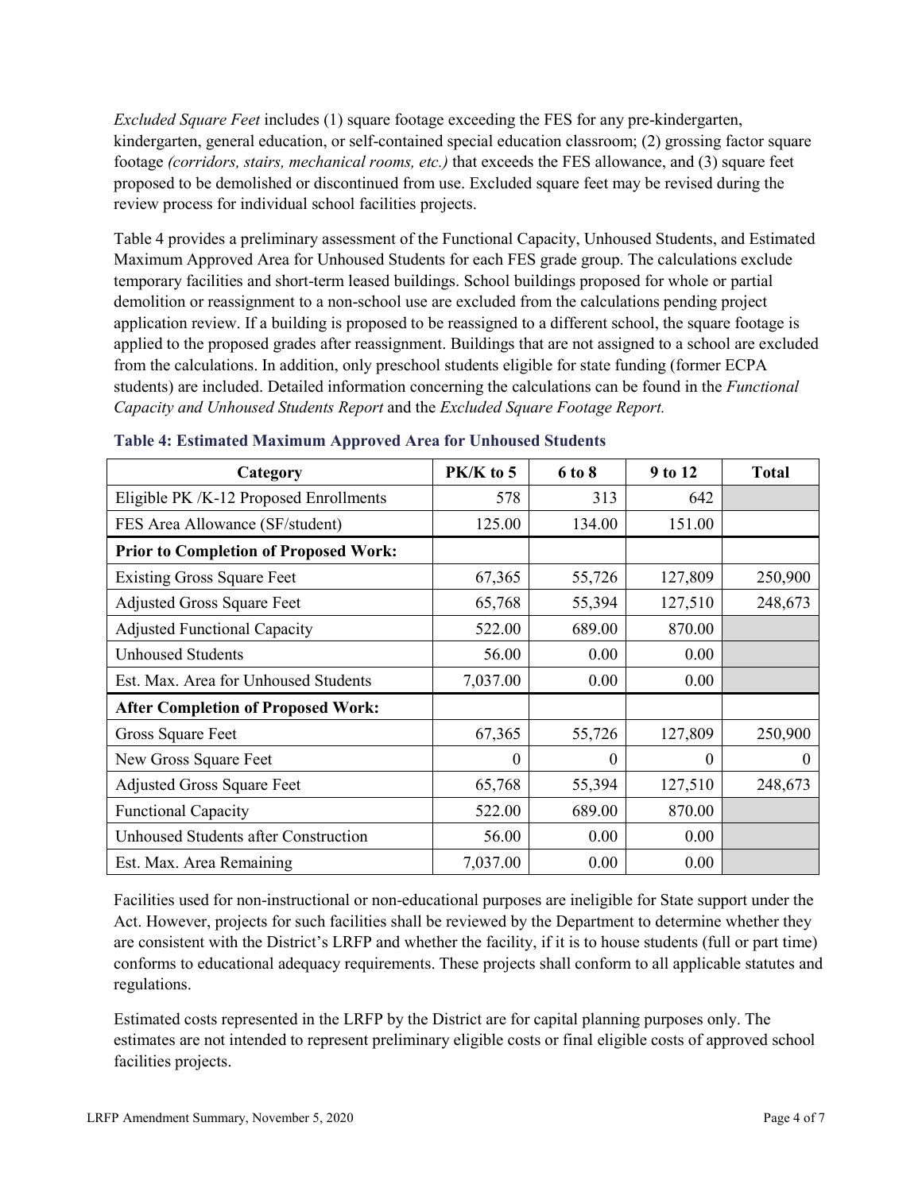*Excluded Square Feet* includes (1) square footage exceeding the FES for any pre-kindergarten, kindergarten, general education, or self-contained special education classroom; (2) grossing factor square footage *(corridors, stairs, mechanical rooms, etc.)* that exceeds the FES allowance, and (3) square feet proposed to be demolished or discontinued from use. Excluded square feet may be revised during the review process for individual school facilities projects.

Table 4 provides a preliminary assessment of the Functional Capacity, Unhoused Students, and Estimated Maximum Approved Area for Unhoused Students for each FES grade group. The calculations exclude temporary facilities and short-term leased buildings. School buildings proposed for whole or partial demolition or reassignment to a non-school use are excluded from the calculations pending project application review. If a building is proposed to be reassigned to a different school, the square footage is applied to the proposed grades after reassignment. Buildings that are not assigned to a school are excluded from the calculations. In addition, only preschool students eligible for state funding (former ECPA students) are included. Detailed information concerning the calculations can be found in the *Functional Capacity and Unhoused Students Report* and the *Excluded Square Footage Report.*

### Table 4: Estimated Maximum Approved Area for Unhoused Students

| Category | PK/K to 5 | 6 to 8 | 9 to 12 | Total |
|---|---|---|---|---|
| Eligible PK /K-12 Proposed Enrollments | 578 | 313 | 642 | |
| FES Area Allowance (SF/student) | 125.00 | 134.00 | 151.00 | |
| **Prior to Completion of Proposed Work:** | | | | |
| Existing Gross Square Feet | 67,365 | 55,726 | 127,809 | 250,900 |
| Adjusted Gross Square Feet | 65,768 | 55,394 | 127,510 | 248,673 |
| Adjusted Functional Capacity | 522.00 | 689.00 | 870.00 | |
| Unhoused Students | 56.00 | 0.00 | 0.00 | |
| Est. Max. Area for Unhoused Students | 7,037.00 | 0.00 | 0.00 | |
| **After Completion of Proposed Work:** | | | | |
| Gross Square Feet | 67,365 | 55,726 | 127,809 | 250,900 |
| New Gross Square Feet | 0 | 0 | 0 | 0 |
| Adjusted Gross Square Feet | 65,768 | 55,394 | 127,510 | 248,673 |
| Functional Capacity | 522.00 | 689.00 | 870.00 | |
| Unhoused Students after Construction | 56.00 | 0.00 | 0.00 | |
| Est. Max. Area Remaining | 7,037.00 | 0.00 | 0.00 | |

Facilities used for non-instructional or non-educational purposes are ineligible for State support under the Act. However, projects for such facilities shall be reviewed by the Department to determine whether they are consistent with the District's LRFP and whether the facility, if it is to house students (full or part time) conforms to educational adequacy requirements. These projects shall conform to all applicable statutes and regulations.

Estimated costs represented in the LRFP by the District are for capital planning purposes only. The estimates are not intended to represent preliminary eligible costs or final eligible costs of approved school facilities projects.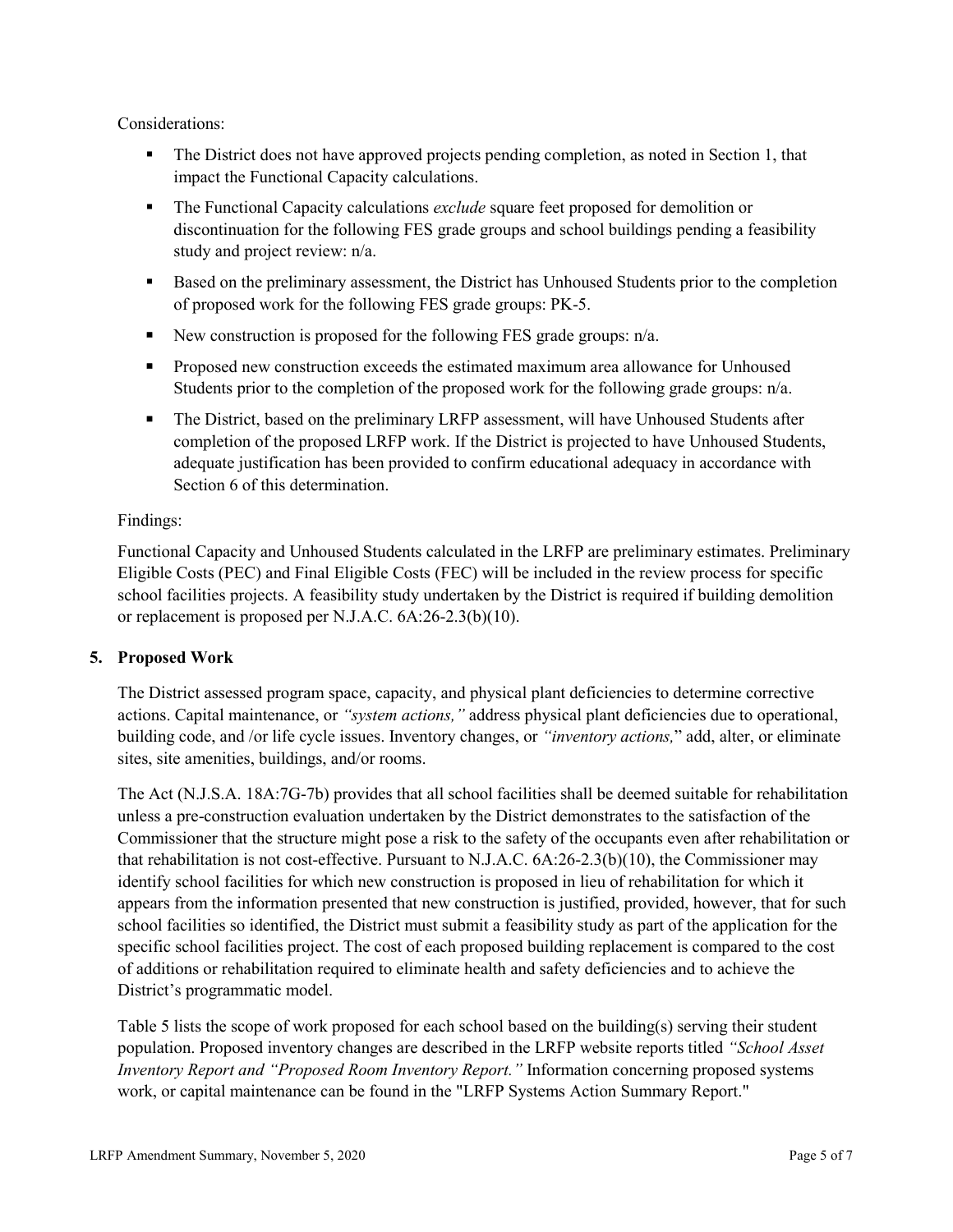Considerations:

- The District does not have approved projects pending completion, as noted in Section 1, that impact the Functional Capacity calculations.
- The Functional Capacity calculations *exclude* square feet proposed for demolition or discontinuation for the following FES grade groups and school buildings pending a feasibility study and project review: n/a.
- Based on the preliminary assessment, the District has Unhoused Students prior to the completion of proposed work for the following FES grade groups: PK-5.
- New construction is proposed for the following FES grade groups: n/a.
- Proposed new construction exceeds the estimated maximum area allowance for Unhoused Students prior to the completion of the proposed work for the following grade groups: n/a.
- The District, based on the preliminary LRFP assessment, will have Unhoused Students after completion of the proposed LRFP work. If the District is projected to have Unhoused Students, adequate justification has been provided to confirm educational adequacy in accordance with Section 6 of this determination.

Findings:

Functional Capacity and Unhoused Students calculated in the LRFP are preliminary estimates. Preliminary Eligible Costs (PEC) and Final Eligible Costs (FEC) will be included in the review process for specific school facilities projects. A feasibility study undertaken by the District is required if building demolition or replacement is proposed per N.J.A.C. 6A:26-2.3(b)(10).

## 5. Proposed Work

The District assessed program space, capacity, and physical plant deficiencies to determine corrective actions. Capital maintenance, or *"system actions,"* address physical plant deficiencies due to operational, building code, and /or life cycle issues. Inventory changes, or *"inventory actions,"* add, alter, or eliminate sites, site amenities, buildings, and/or rooms.

The Act (N.J.S.A. 18A:7G-7b) provides that all school facilities shall be deemed suitable for rehabilitation unless a pre-construction evaluation undertaken by the District demonstrates to the satisfaction of the Commissioner that the structure might pose a risk to the safety of the occupants even after rehabilitation or that rehabilitation is not cost-effective. Pursuant to N.J.A.C. 6A:26-2.3(b)(10), the Commissioner may identify school facilities for which new construction is proposed in lieu of rehabilitation for which it appears from the information presented that new construction is justified, provided, however, that for such school facilities so identified, the District must submit a feasibility study as part of the application for the specific school facilities project. The cost of each proposed building replacement is compared to the cost of additions or rehabilitation required to eliminate health and safety deficiencies and to achieve the District's programmatic model.

Table 5 lists the scope of work proposed for each school based on the building(s) serving their student population. Proposed inventory changes are described in the LRFP website reports titled *"School Asset Inventory Report and "Proposed Room Inventory Report."* Information concerning proposed systems work, or capital maintenance can be found in the "LRFP Systems Action Summary Report."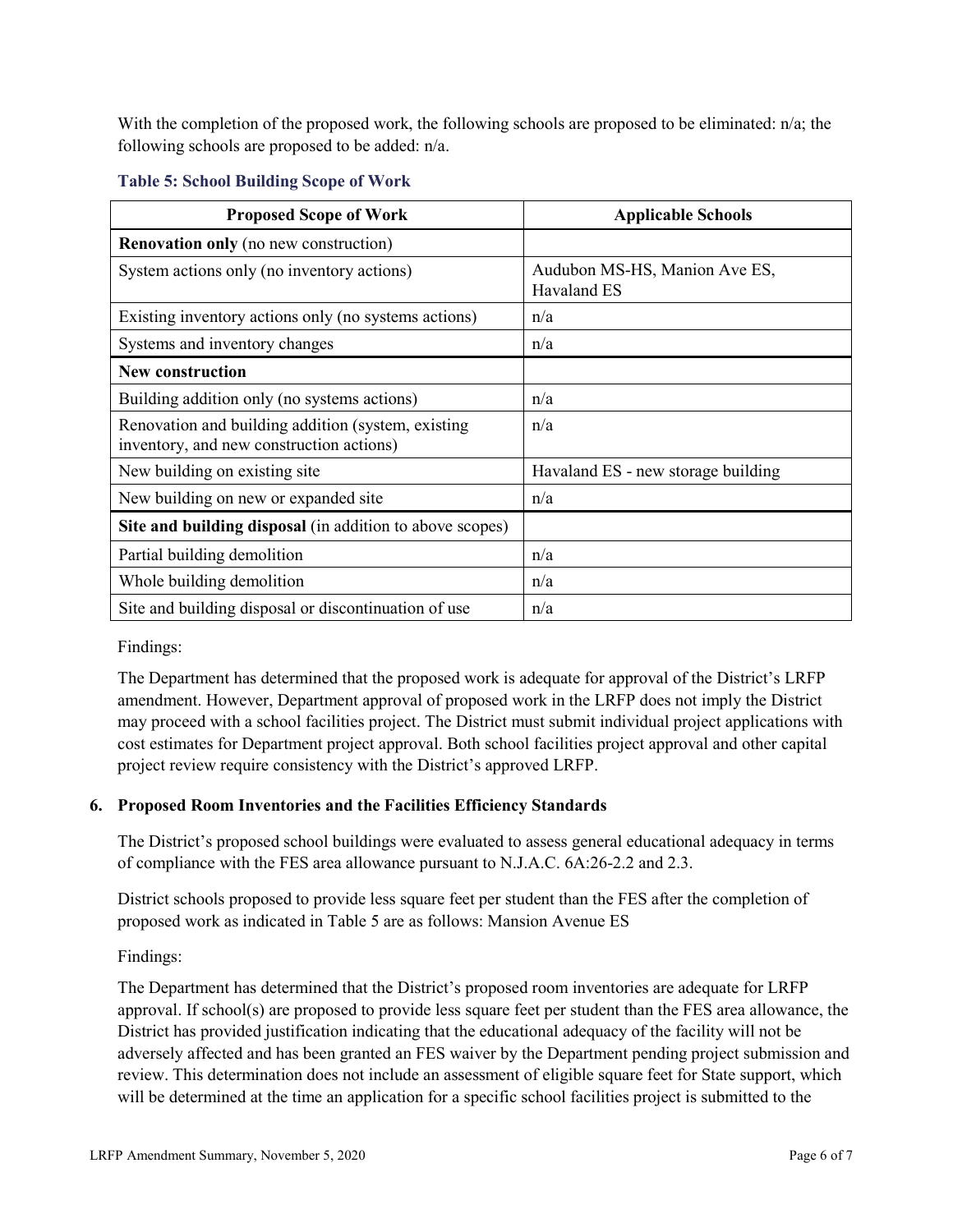With the completion of the proposed work, the following schools are proposed to be eliminated: n/a; the following schools are proposed to be added: n/a.

**Table 5: School Building Scope of Work**

| Proposed Scope of Work | Applicable Schools |
|---|---|
| **Renovation only** (no new construction) | |
| System actions only (no inventory actions) | Audubon MS-HS, Manion Ave ES, Havaland ES |
| Existing inventory actions only (no systems actions) | n/a |
| Systems and inventory changes | n/a |
| **New construction** | |
| Building addition only (no systems actions) | n/a |
| Renovation and building addition (system, existing inventory, and new construction actions) | n/a |
| New building on existing site | Havaland ES - new storage building |
| New building on new or expanded site | n/a |
| **Site and building disposal** (in addition to above scopes) | |
| Partial building demolition | n/a |
| Whole building demolition | n/a |
| Site and building disposal or discontinuation of use | n/a |

Findings:

The Department has determined that the proposed work is adequate for approval of the District's LRFP amendment. However, Department approval of proposed work in the LRFP does not imply the District may proceed with a school facilities project. The District must submit individual project applications with cost estimates for Department project approval. Both school facilities project approval and other capital project review require consistency with the District's approved LRFP.

### 6. Proposed Room Inventories and the Facilities Efficiency Standards

The District's proposed school buildings were evaluated to assess general educational adequacy in terms of compliance with the FES area allowance pursuant to N.J.A.C. 6A:26-2.2 and 2.3.

District schools proposed to provide less square feet per student than the FES after the completion of proposed work as indicated in Table 5 are as follows: Mansion Avenue ES

Findings:

The Department has determined that the District's proposed room inventories are adequate for LRFP approval. If school(s) are proposed to provide less square feet per student than the FES area allowance, the District has provided justification indicating that the educational adequacy of the facility will not be adversely affected and has been granted an FES waiver by the Department pending project submission and review. This determination does not include an assessment of eligible square feet for State support, which will be determined at the time an application for a specific school facilities project is submitted to the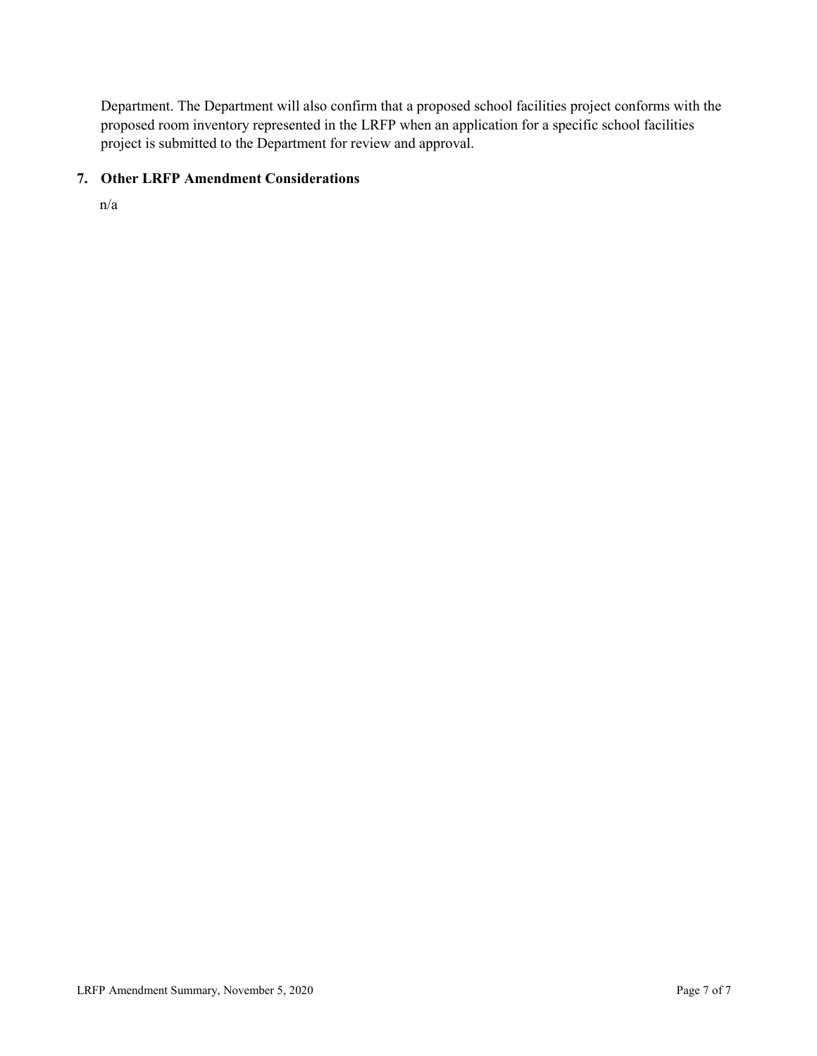Department. The Department will also confirm that a proposed school facilities project conforms with the proposed room inventory represented in the LRFP when an application for a specific school facilities project is submitted to the Department for review and approval.

## 7. Other LRFP Amendment Considerations

n/a